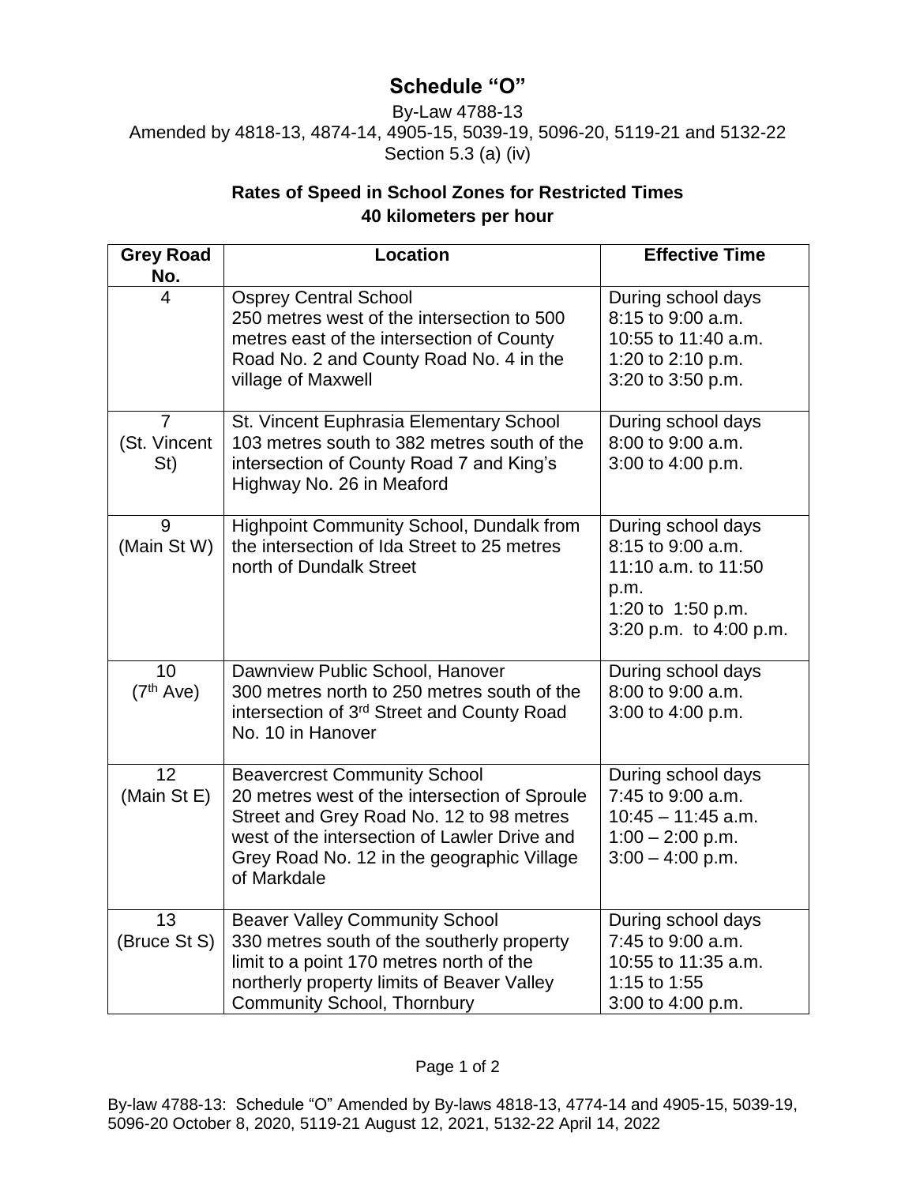# Schedule "O"

By-Law 4788-13

Amended by 4818-13, 4874-14, 4905-15, 5039-19, 5096-20, 5119-21 and 5132-22

Section 5.3 (a) (iv)

## Rates of Speed in School Zones for Restricted Times

## 40 kilometers per hour

| Grey Road No. | Location | Effective Time |
|---|---|---|
| 4 | Osprey Central School<br>250 metres west of the intersection to 500 metres east of the intersection of County Road No. 2 and County Road No. 4 in the village of Maxwell | During school days<br>8:15 to 9:00 a.m.<br>10:55 to 11:40 a.m.<br>1:20 to 2:10 p.m.<br>3:20 to 3:50 p.m. |
| 7<br>(St. Vincent St) | St. Vincent Euphrasia Elementary School<br>103 metres south to 382 metres south of the intersection of County Road 7 and King's Highway No. 26 in Meaford | During school days<br>8:00 to 9:00 a.m.<br>3:00 to 4:00 p.m. |
| 9<br>(Main St W) | Highpoint Community School, Dundalk from the intersection of Ida Street to 25 metres north of Dundalk Street | During school days<br>8:15 to 9:00 a.m.<br>11:10 a.m. to 11:50 p.m.<br>1:20 to 1:50 p.m.<br>3:20 p.m. to 4:00 p.m. |
| 10<br>(7th Ave) | Dawnview Public School, Hanover<br>300 metres north to 250 metres south of the intersection of 3rd Street and County Road No. 10 in Hanover | During school days<br>8:00 to 9:00 a.m.<br>3:00 to 4:00 p.m. |
| 12<br>(Main St E) | Beavercrest Community School<br>20 metres west of the intersection of Sproule Street and Grey Road No. 12 to 98 metres west of the intersection of Lawler Drive and Grey Road No. 12 in the geographic Village of Markdale | During school days<br>7:45 to 9:00 a.m.<br>10:45 – 11:45 a.m.<br>1:00 – 2:00 p.m.<br>3:00 – 4:00 p.m. |
| 13<br>(Bruce St S) | Beaver Valley Community School<br>330 metres south of the southerly property limit to a point 170 metres north of the northerly property limits of Beaver Valley Community School, Thornbury | During school days<br>7:45 to 9:00 a.m.<br>10:55 to 11:35 a.m.<br>1:15 to 1:55<br>3:00 to 4:00 p.m. |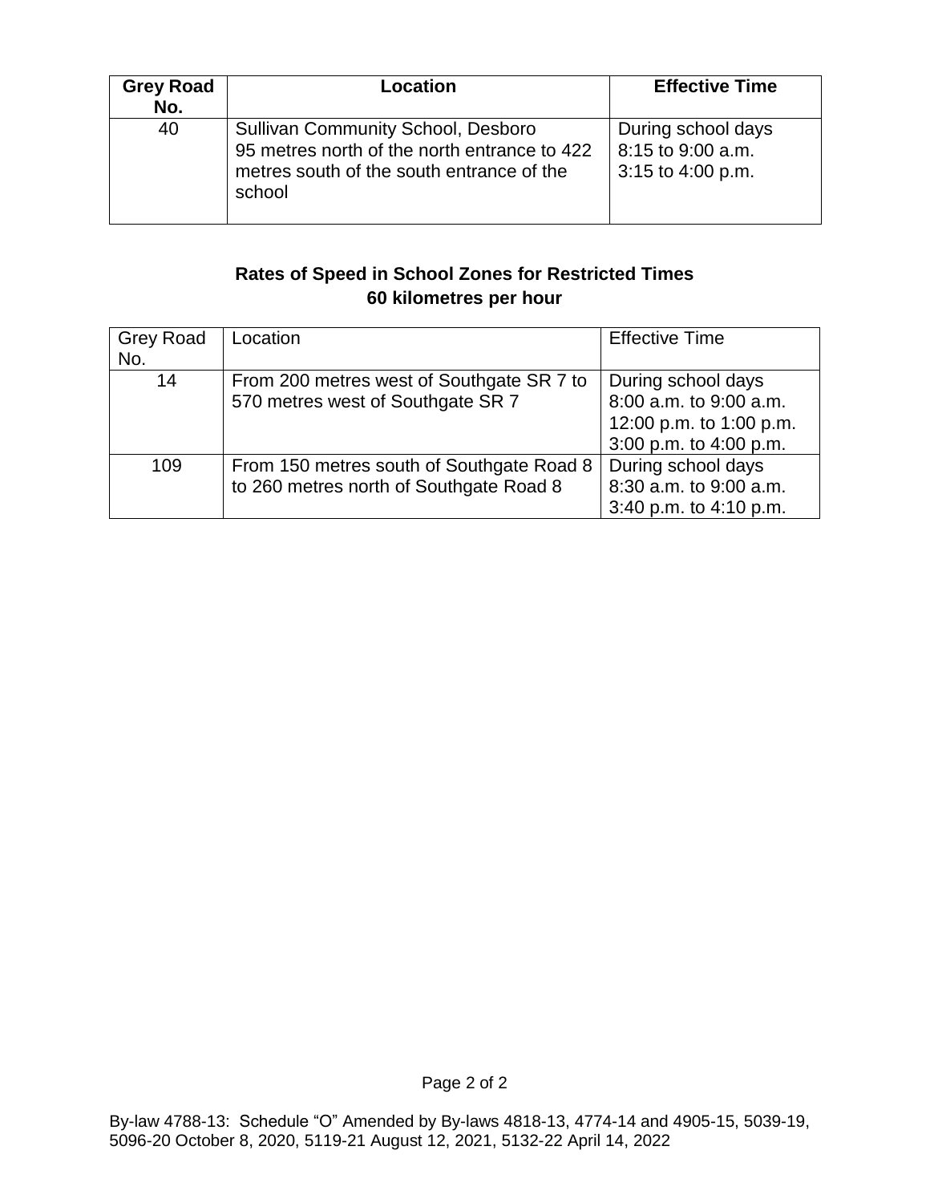| Grey Road No. | Location | Effective Time |
|---|---|---|
| 40 | Sullivan Community School, Desboro<br>95 metres north of the north entrance to 422 metres south of the south entrance of the school | During school days<br>8:15 to 9:00 a.m.<br>3:15 to 4:00 p.m. |

**Rates of Speed in School Zones for Restricted Times**
**60 kilometres per hour**

| Grey Road No. | Location | Effective Time |
|---|---|---|
| 14 | From 200 metres west of Southgate SR 7 to 570 metres west of Southgate SR 7 | During school days<br>8:00 a.m. to 9:00 a.m.<br>12:00 p.m. to 1:00 p.m.<br>3:00 p.m. to 4:00 p.m. |
| 109 | From 150 metres south of Southgate Road 8 to 260 metres north of Southgate Road 8 | During school days<br>8:30 a.m. to 9:00 a.m.<br>3:40 p.m. to 4:10 p.m. |

By-law 4788-13: Schedule “O” Amended by By-laws 4818-13, 4774-14 and 4905-15, 5039-19, 5096-20 October 8, 2020, 5119-21 August 12, 2021, 5132-22 April 14, 2022